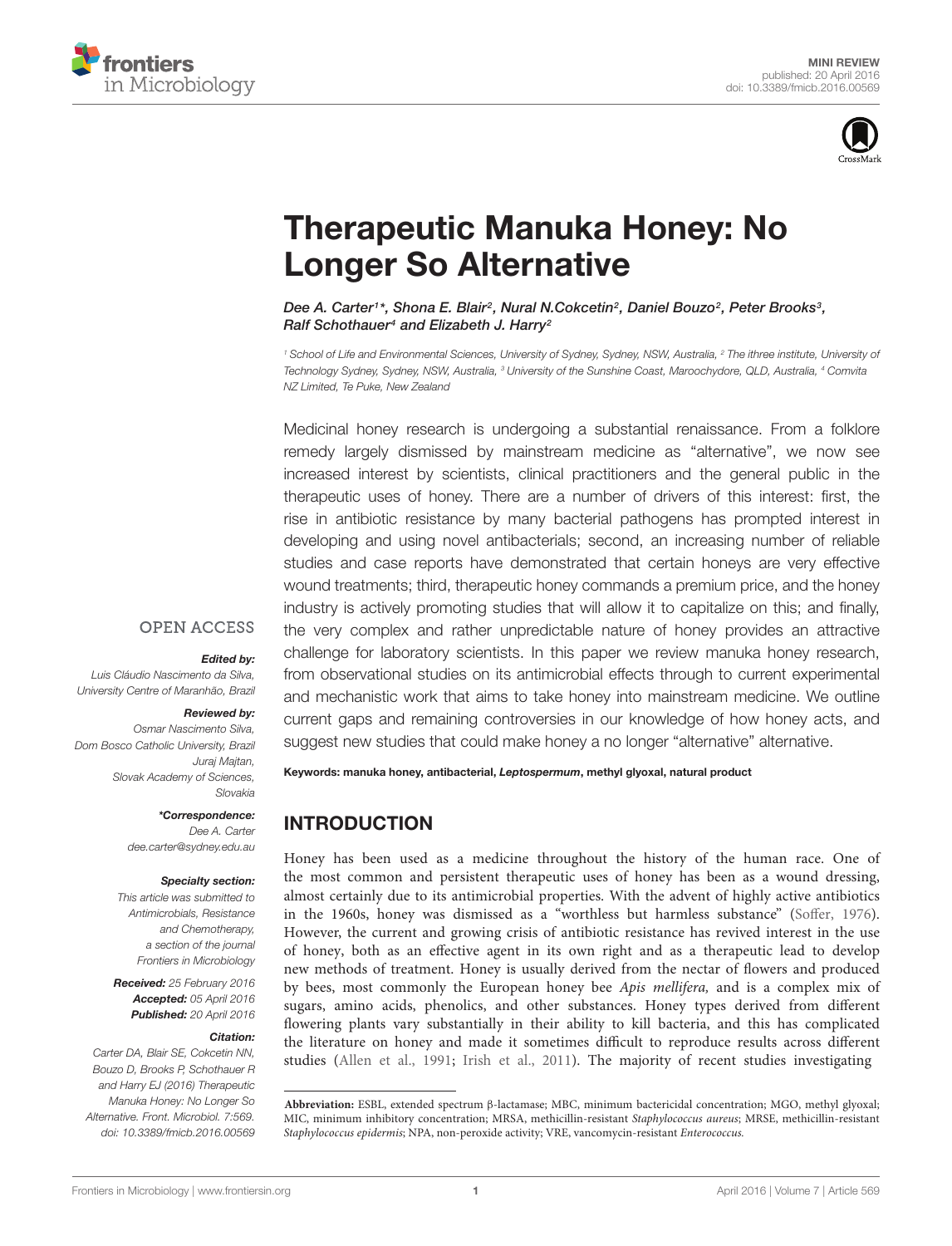MINI REVIEW
published: 20 April 2016
doi: 10.3389/fmicb.2016.00569

# Therapeutic Manuka Honey: No Longer So Alternative

*Dee A. Carter[1]\*, Shona E. Blair[2], Nural N.Cokcetin[2], Daniel Bouzo[2], Peter Brooks[3], Ralf Schothauer[4] and Elizabeth J. Harry[2]*

[1] School of Life and Environmental Sciences, University of Sydney, Sydney, NSW, Australia, [2] The ithree institute, University of Technology Sydney, Sydney, NSW, Australia, [3] University of the Sunshine Coast, Maroochydore, QLD, Australia, [4] Comvita NZ Limited, Te Puke, New Zealand

Medicinal honey research is undergoing a substantial renaissance. From a folklore remedy largely dismissed by mainstream medicine as "alternative", we now see increased interest by scientists, clinical practitioners and the general public in the therapeutic uses of honey. There are a number of drivers of this interest: first, the rise in antibiotic resistance by many bacterial pathogens has prompted interest in developing and using novel antibacterials; second, an increasing number of reliable studies and case reports have demonstrated that certain honeys are very effective wound treatments; third, therapeutic honey commands a premium price, and the honey industry is actively promoting studies that will allow it to capitalize on this; and finally, the very complex and rather unpredictable nature of honey provides an attractive challenge for laboratory scientists. In this paper we review manuka honey research, from observational studies on its antimicrobial effects through to current experimental and mechanistic work that aims to take honey into mainstream medicine. We outline current gaps and remaining controversies in our knowledge of how honey acts, and suggest new studies that could make honey a no longer "alternative" alternative.

**Keywords: manuka honey, antibacterial, *Leptospermum*, methyl glyoxal, natural product**

OPEN ACCESS

***Edited by:***
Luis Cláudio Nascimento da Silva, University Centre of Maranhão, Brazil

***Reviewed by:***
Osmar Nascimento Silva, Dom Bosco Catholic University, Brazil
Juraj Majtan, Slovak Academy of Sciences, Slovakia

***\*Correspondence:***
Dee A. Carter
dee.carter@sydney.edu.au

***Specialty section:***
This article was submitted to Antimicrobials, Resistance and Chemotherapy, a section of the journal Frontiers in Microbiology

***Received:*** 25 February 2016
***Accepted:*** 05 April 2016
***Published:*** 20 April 2016

***Citation:***
Carter DA, Blair SE, Cokcetin NN, Bouzo D, Brooks P, Schothauer R and Harry EJ (2016) Therapeutic Manuka Honey: No Longer So Alternative. Front. Microbiol. 7:569. doi: 10.3389/fmicb.2016.00569

## INTRODUCTION

Honey has been used as a medicine throughout the history of the human race. One of the most common and persistent therapeutic uses of honey has been as a wound dressing, almost certainly due to its antimicrobial properties. With the advent of highly active antibiotics in the 1960s, honey was dismissed as a "worthless but harmless substance" (Soffer, 1976). However, the current and growing crisis of antibiotic resistance has revived interest in the use of honey, both as an effective agent in its own right and as a therapeutic lead to develop new methods of treatment. Honey is usually derived from the nectar of flowers and produced by bees, most commonly the European honey bee *Apis mellifera,* and is a complex mix of sugars, amino acids, phenolics, and other substances. Honey types derived from different flowering plants vary substantially in their ability to kill bacteria, and this has complicated the literature on honey and made it sometimes difficult to reproduce results across different studies (Allen et al., 1991; Irish et al., 2011). The majority of recent studies investigating

**Abbreviation:** ESBL, extended spectrum β-lactamase; MBC, minimum bactericidal concentration; MGO, methyl glyoxal; MIC, minimum inhibitory concentration; MRSA, methicillin-resistant *Staphylococcus aureus*; MRSE, methicillin-resistant *Staphylococcus epidermis*; NPA, non-peroxide activity; VRE, vancomycin-resistant *Enterococcus.*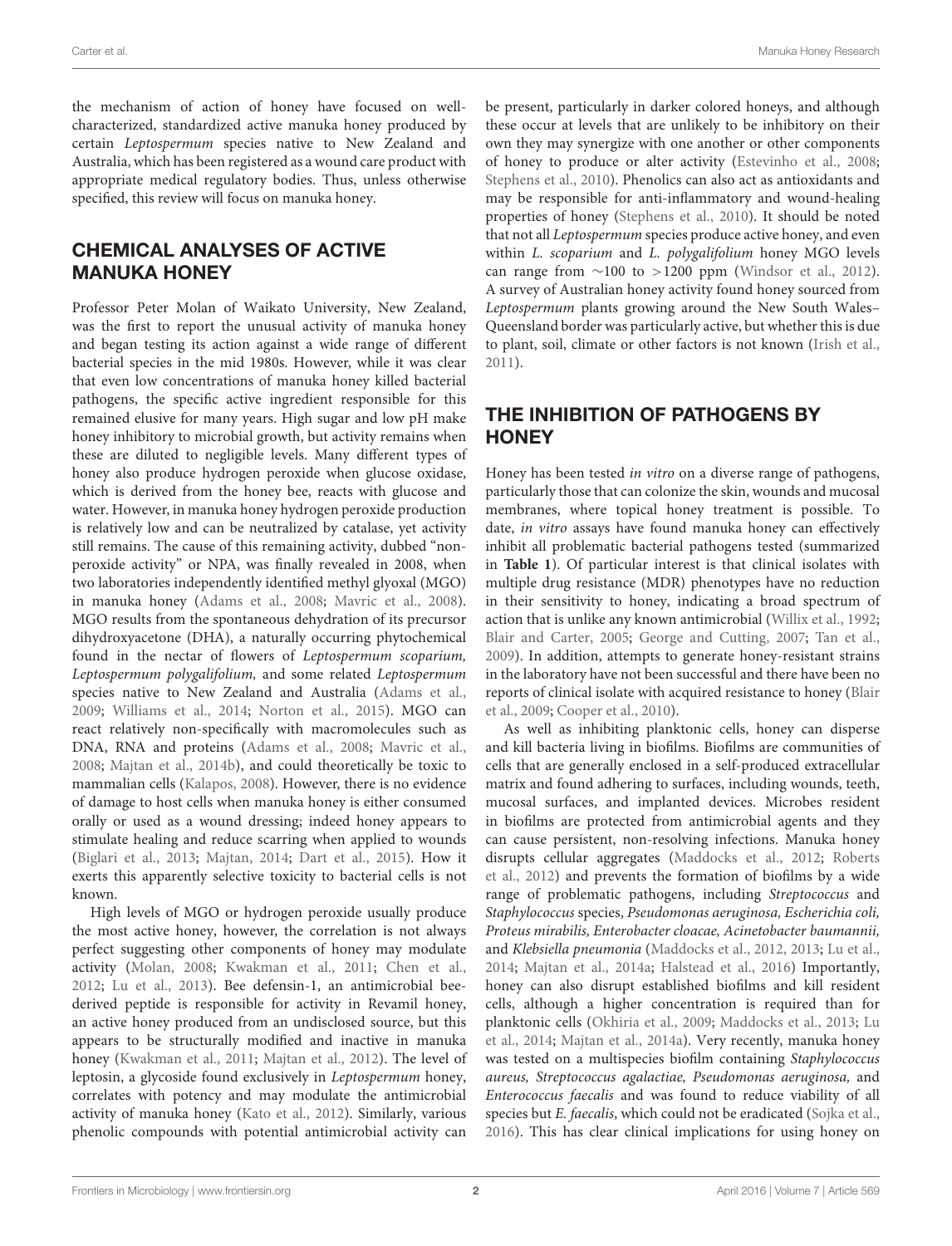the mechanism of action of honey have focused on well-characterized, standardized active manuka honey produced by certain *Leptospermum* species native to New Zealand and Australia, which has been registered as a wound care product with appropriate medical regulatory bodies. Thus, unless otherwise specified, this review will focus on manuka honey.

## CHEMICAL ANALYSES OF ACTIVE MANUKA HONEY

Professor Peter Molan of Waikato University, New Zealand, was the first to report the unusual activity of manuka honey and began testing its action against a wide range of different bacterial species in the mid 1980s. However, while it was clear that even low concentrations of manuka honey killed bacterial pathogens, the specific active ingredient responsible for this remained elusive for many years. High sugar and low pH make honey inhibitory to microbial growth, but activity remains when these are diluted to negligible levels. Many different types of honey also produce hydrogen peroxide when glucose oxidase, which is derived from the honey bee, reacts with glucose and water. However, in manuka honey hydrogen peroxide production is relatively low and can be neutralized by catalase, yet activity still remains. The cause of this remaining activity, dubbed "non-peroxide activity" or NPA, was finally revealed in 2008, when two laboratories independently identified methyl glyoxal (MGO) in manuka honey (Adams et al., 2008; Mavric et al., 2008). MGO results from the spontaneous dehydration of its precursor dihydroxyacetone (DHA), a naturally occurring phytochemical found in the nectar of flowers of *Leptospermum scoparium, Leptospermum polygalifolium,* and some related *Leptospermum* species native to New Zealand and Australia (Adams et al., 2009; Williams et al., 2014; Norton et al., 2015). MGO can react relatively non-specifically with macromolecules such as DNA, RNA and proteins (Adams et al., 2008; Mavric et al., 2008; Majtan et al., 2014b), and could theoretically be toxic to mammalian cells (Kalapos, 2008). However, there is no evidence of damage to host cells when manuka honey is either consumed orally or used as a wound dressing; indeed honey appears to stimulate healing and reduce scarring when applied to wounds (Biglari et al., 2013; Majtan, 2014; Dart et al., 2015). How it exerts this apparently selective toxicity to bacterial cells is not known.

High levels of MGO or hydrogen peroxide usually produce the most active honey, however, the correlation is not always perfect suggesting other components of honey may modulate activity (Molan, 2008; Kwakman et al., 2011; Chen et al., 2012; Lu et al., 2013). Bee defensin-1, an antimicrobial bee-derived peptide is responsible for activity in Revamil honey, an active honey produced from an undisclosed source, but this appears to be structurally modified and inactive in manuka honey (Kwakman et al., 2011; Majtan et al., 2012). The level of leptosin, a glycoside found exclusively in *Leptospermum* honey, correlates with potency and may modulate the antimicrobial activity of manuka honey (Kato et al., 2012). Similarly, various phenolic compounds with potential antimicrobial activity can be present, particularly in darker colored honeys, and although these occur at levels that are unlikely to be inhibitory on their own they may synergize with one another or other components of honey to produce or alter activity (Estevinho et al., 2008; Stephens et al., 2010). Phenolics can also act as antioxidants and may be responsible for anti-inflammatory and wound-healing properties of honey (Stephens et al., 2010). It should be noted that not all *Leptospermum* species produce active honey, and even within *L. scoparium* and *L. polygalifolium* honey MGO levels can range from ~100 to >1200 ppm (Windsor et al., 2012). A survey of Australian honey activity found honey sourced from *Leptospermum* plants growing around the New South Wales–Queensland border was particularly active, but whether this is due to plant, soil, climate or other factors is not known (Irish et al., 2011).

## THE INHIBITION OF PATHOGENS BY HONEY

Honey has been tested *in vitro* on a diverse range of pathogens, particularly those that can colonize the skin, wounds and mucosal membranes, where topical honey treatment is possible. To date, *in vitro* assays have found manuka honey can effectively inhibit all problematic bacterial pathogens tested (summarized in **Table 1**). Of particular interest is that clinical isolates with multiple drug resistance (MDR) phenotypes have no reduction in their sensitivity to honey, indicating a broad spectrum of action that is unlike any known antimicrobial (Willix et al., 1992; Blair and Carter, 2005; George and Cutting, 2007; Tan et al., 2009). In addition, attempts to generate honey-resistant strains in the laboratory have not been successful and there have been no reports of clinical isolate with acquired resistance to honey (Blair et al., 2009; Cooper et al., 2010).

As well as inhibiting planktonic cells, honey can disperse and kill bacteria living in biofilms. Biofilms are communities of cells that are generally enclosed in a self-produced extracellular matrix and found adhering to surfaces, including wounds, teeth, mucosal surfaces, and implanted devices. Microbes resident in biofilms are protected from antimicrobial agents and they can cause persistent, non-resolving infections. Manuka honey disrupts cellular aggregates (Maddocks et al., 2012; Roberts et al., 2012) and prevents the formation of biofilms by a wide range of problematic pathogens, including *Streptococcus* and *Staphylococcus* species, *Pseudomonas aeruginosa, Escherichia coli, Proteus mirabilis, Enterobacter cloacae, Acinetobacter baumannii,* and *Klebsiella pneumonia* (Maddocks et al., 2012, 2013; Lu et al., 2014; Majtan et al., 2014a; Halstead et al., 2016) Importantly, honey can also disrupt established biofilms and kill resident cells, although a higher concentration is required than for planktonic cells (Okhiria et al., 2009; Maddocks et al., 2013; Lu et al., 2014; Majtan et al., 2014a). Very recently, manuka honey was tested on a multispecies biofilm containing *Staphylococcus aureus, Streptococcus agalactiae, Pseudomonas aeruginosa,* and *Enterococcus faecalis* and was found to reduce viability of all species but *E. faecalis*, which could not be eradicated (Sojka et al., 2016). This has clear clinical implications for using honey on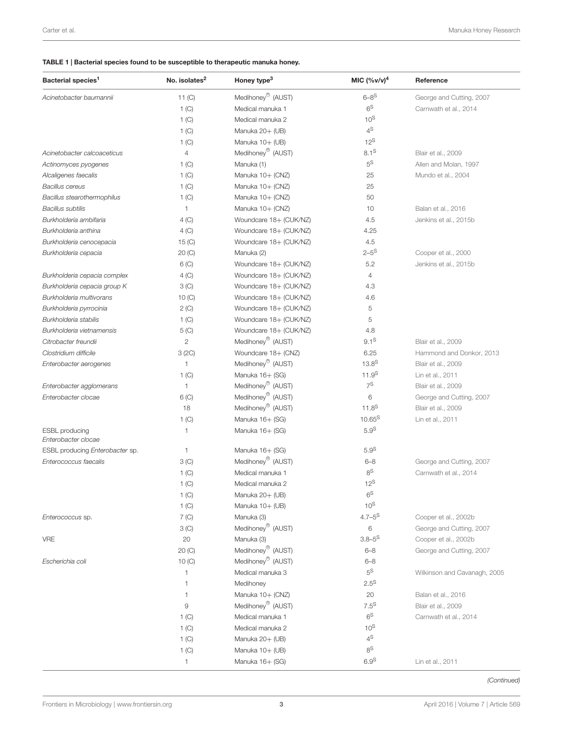**TABLE 1 | Bacterial species found to be susceptible to therapeutic manuka honey.**

| Bacterial species[1] | No. isolates[2] | Honey type[3] | MIC (%v/v)[4] | Reference |
|---|---|---|---|---|
| *Acinetobacter baumannii* | 11 (C) | Medihoney® (AUST) | 6–8[S] | George and Cutting, 2007 |
| | 1 (C) | Medical manuka 1 | 6[S] | Carnwath et al., 2014 |
| | 1 (C) | Medical manuka 2 | 10[S] | |
| | 1 (C) | Manuka 20+ (UB) | 4[S] | |
| | 1 (C) | Manuka 10+ (UB) | 12[S] | |
| *Acinetobacter calcoaceticus* | 4 | Medihoney® (AUST) | 8.1[S] | Blair et al., 2009 |
| *Actinomyces pyogenes* | 1 (C) | Manuka (1) | 5[S] | Allen and Molan, 1997 |
| *Alcaligenes faecalis* | 1 (C) | Manuka 10+ (CNZ) | 25 | Mundo et al., 2004 |
| *Bacillus cereus* | 1 (C) | Manuka 10+ (CNZ) | 25 | |
| *Bacillus stearothermophilus* | 1 (C) | Manuka 10+ (CNZ) | 50 | |
| *Bacillus subtilis* | 1 | Manuka 10+ (CNZ) | 10 | Balan et al., 2016 |
| *Burkholderia ambifaria* | 4 (C) | Woundcare 18+ (CUK/NZ) | 4.5 | Jenkins et al., 2015b |
| *Burkholderia anthina* | 4 (C) | Woundcare 18+ (CUK/NZ) | 4.25 | |
| *Burkholderia cenocepacia* | 15 (C) | Woundcare 18+ (CUK/NZ) | 4.5 | |
| *Burkholderia cepacia* | 20 (C) | Manuka (2) | 2–5[S] | Cooper et al., 2000 |
| | 6 (C) | Woundcare 18+ (CUK/NZ) | 5.2 | Jenkins et al., 2015b |
| *Burkholderia cepacia complex* | 4 (C) | Woundcare 18+ (CUK/NZ) | 4 | |
| *Burkholderia cepacia group K* | 3 (C) | Woundcare 18+ (CUK/NZ) | 4.3 | |
| *Burkholderia multivorans* | 10 (C) | Woundcare 18+ (CUK/NZ) | 4.6 | |
| *Burkholderia pyrrocinia* | 2 (C) | Woundcare 18+ (CUK/NZ) | 5 | |
| *Burkholderia stabilis* | 1 (C) | Woundcare 18+ (CUK/NZ) | 5 | |
| *Burkholderia vietnamensis* | 5 (C) | Woundcare 18+ (CUK/NZ) | 4.8 | |
| *Citrobacter freundii* | 2 | Medihoney® (AUST) | 9.1[S] | Blair et al., 2009 |
| *Clostridium difficile* | 3 (2C) | Woundcare 18+ (CNZ) | 6.25 | Hammond and Donkor, 2013 |
| *Enterobacter aerogenes* | 1 | Medihoney® (AUST) | 13.8[S] | Blair et al., 2009 |
| | 1 (C) | Manuka 16+ (SG) | 11.9[S] | Lin et al., 2011 |
| *Enterobacter agglomerans* | 1 | Medihoney® (AUST) | 7[S] | Blair et al., 2009 |
| *Enterobacter clocae* | 6 (C) | Medihoney® (AUST) | 6 | George and Cutting, 2007 |
| | 18 | Medihoney® (AUST) | 11.8[S] | Blair et al., 2009 |
| | 1 (C) | Manuka 16+ (SG) | 10.65[S] | Lin et al., 2011 |
| ESBL producing *Enterobacter clocae* | 1 | Manuka 16+ (SG) | 5.9[S] | |
| ESBL producing *Enterobacter* sp. | 1 | Manuka 16+ (SG) | 5.9[S] | |
| *Enterococcus faecalis* | 3 (C) | Medihoney® (AUST) | 6–8 | George and Cutting, 2007 |
| | 1 (C) | Medical manuka 1 | 8[S] | Carnwath et al., 2014 |
| | 1 (C) | Medical manuka 2 | 12[S] | |
| | 1 (C) | Manuka 20+ (UB) | 6[S] | |
| | 1 (C) | Manuka 10+ (UB) | 10[S] | |
| *Enterococcus* sp. | 7 (C) | Manuka (3) | 4.7–5[S] | Cooper et al., 2002b |
| | 3 (C) | Medihoney® (AUST) | 6 | George and Cutting, 2007 |
| VRE | 20 | Manuka (3) | 3.8–5[S] | Cooper et al., 2002b |
| | 20 (C) | Medihoney® (AUST) | 6–8 | George and Cutting, 2007 |
| *Escherichia coli* | 10 (C) | Medihoney® (AUST) | 6–8 | |
| | 1 | Medical manuka 3 | 5[S] | Wilkinson and Cavanagh, 2005 |
| | 1 | Medihoney | 2.5[S] | |
| | 1 | Manuka 10+ (CNZ) | 20 | Balan et al., 2016 |
| | 9 | Medihoney® (AUST) | 7.5[S] | Blair et al., 2009 |
| | 1 (C) | Medical manuka 1 | 6[S] | Carnwath et al., 2014 |
| | 1 (C) | Medical manuka 2 | 10[S] | |
| | 1 (C) | Manuka 20+ (UB) | 4[S] | |
| | 1 (C) | Manuka 10+ (UB) | 8[S] | |
| | 1 | Manuka 16+ (SG) | 6.9[S] | Lin et al., 2011 |

*(Continued)*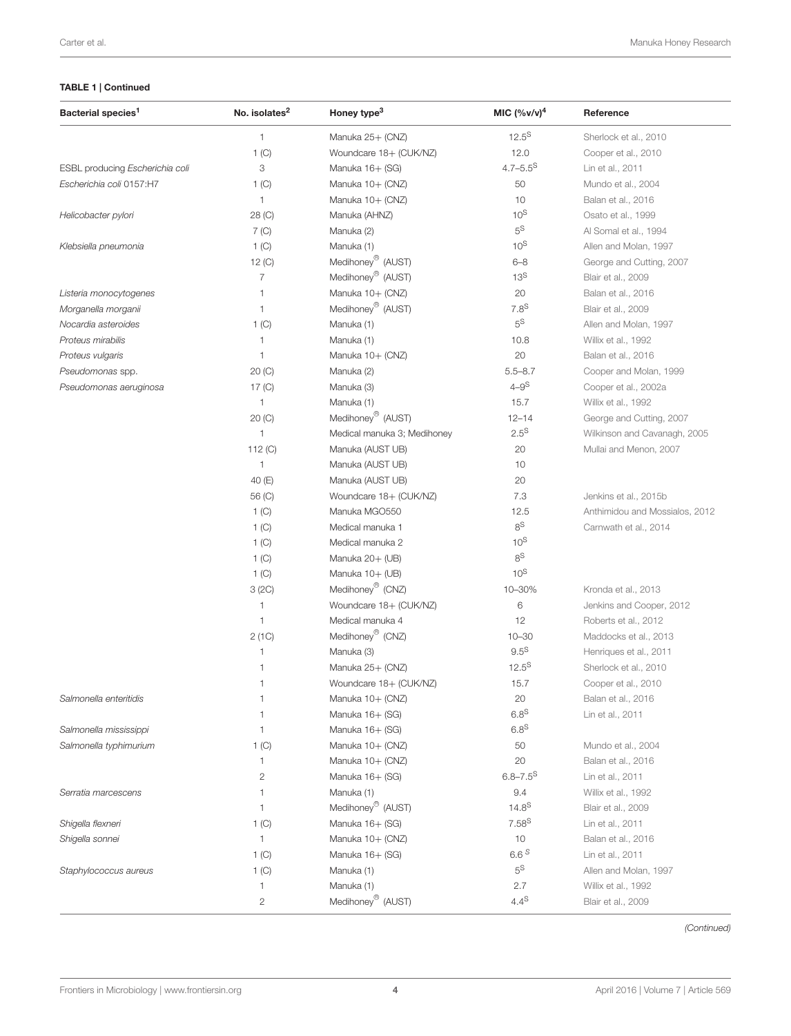**TABLE 1 | Continued**

| Bacterial species[1] | No. isolates[2] | Honey type[3] | MIC (%v/v)[4] | Reference |
|---|---|---|---|---|
| | 1 | Manuka 25+ (CNZ) | 12.5[S] | Sherlock et al., 2010 |
| | 1 (C) | Woundcare 18+ (CUK/NZ) | 12.0 | Cooper et al., 2010 |
| ESBL producing *Escherichia coli* | 3 | Manuka 16+ (SG) | 4.7–5.5[S] | Lin et al., 2011 |
| *Escherichia coli* 0157:H7 | 1 (C) | Manuka 10+ (CNZ) | 50 | Mundo et al., 2004 |
| | 1 | Manuka 10+ (CNZ) | 10 | Balan et al., 2016 |
| *Helicobacter pylori* | 28 (C) | Manuka (AHNZ) | 10[S] | Osato et al., 1999 |
| | 7 (C) | Manuka (2) | 5[S] | Al Somal et al., 1994 |
| *Klebsiella pneumonia* | 1 (C) | Manuka (1) | 10[S] | Allen and Molan, 1997 |
| | 12 (C) | Medihoney® (AUST) | 6–8 | George and Cutting, 2007 |
| | 7 | Medihoney® (AUST) | 13[S] | Blair et al., 2009 |
| *Listeria monocytogenes* | 1 | Manuka 10+ (CNZ) | 20 | Balan et al., 2016 |
| *Morganella morganii* | 1 | Medihoney® (AUST) | 7.8[S] | Blair et al., 2009 |
| *Nocardia asteroides* | 1 (C) | Manuka (1) | 5[S] | Allen and Molan, 1997 |
| *Proteus mirabilis* | 1 | Manuka (1) | 10.8 | Willix et al., 1992 |
| *Proteus vulgaris* | 1 | Manuka 10+ (CNZ) | 20 | Balan et al., 2016 |
| *Pseudomonas* spp. | 20 (C) | Manuka (2) | 5.5–8.7 | Cooper and Molan, 1999 |
| *Pseudomonas aeruginosa* | 17 (C) | Manuka (3) | 4–9[S] | Cooper et al., 2002a |
| | 1 | Manuka (1) | 15.7 | Willix et al., 1992 |
| | 20 (C) | Medihoney® (AUST) | 12–14 | George and Cutting, 2007 |
| | 1 | Medical manuka 3; Medihoney | 2.5[S] | Wilkinson and Cavanagh, 2005 |
| | 112 (C) | Manuka (AUST UB) | 20 | Mullai and Menon, 2007 |
| | 1 | Manuka (AUST UB) | 10 | |
| | 40 (E) | Manuka (AUST UB) | 20 | |
| | 56 (C) | Woundcare 18+ (CUK/NZ) | 7.3 | Jenkins et al., 2015b |
| | 1 (C) | Manuka MGO550 | 12.5 | Anthimidou and Mossialos, 2012 |
| | 1 (C) | Medical manuka 1 | 8[S] | Carnwath et al., 2014 |
| | 1 (C) | Medical manuka 2 | 10[S] | |
| | 1 (C) | Manuka 20+ (UB) | 8[S] | |
| | 1 (C) | Manuka 10+ (UB) | 10[S] | |
| | 3 (2C) | Medihoney® (CNZ) | 10–30% | Kronda et al., 2013 |
| | 1 | Woundcare 18+ (CUK/NZ) | 6 | Jenkins and Cooper, 2012 |
| | 1 | Medical manuka 4 | 12 | Roberts et al., 2012 |
| | 2 (1C) | Medihoney® (CNZ) | 10–30 | Maddocks et al., 2013 |
| | 1 | Manuka (3) | 9.5[S] | Henriques et al., 2011 |
| | 1 | Manuka 25+ (CNZ) | 12.5[S] | Sherlock et al., 2010 |
| | 1 | Woundcare 18+ (CUK/NZ) | 15.7 | Cooper et al., 2010 |
| *Salmonella enteritidis* | 1 | Manuka 10+ (CNZ) | 20 | Balan et al., 2016 |
| | 1 | Manuka 16+ (SG) | 6.8[S] | Lin et al., 2011 |
| *Salmonella mississippi* | 1 | Manuka 16+ (SG) | 6.8[S] | |
| *Salmonella typhimurium* | 1 (C) | Manuka 10+ (CNZ) | 50 | Mundo et al., 2004 |
| | 1 | Manuka 10+ (CNZ) | 20 | Balan et al., 2016 |
| | 2 | Manuka 16+ (SG) | 6.8–7.5[S] | Lin et al., 2011 |
| *Serratia marcescens* | 1 | Manuka (1) | 9.4 | Willix et al., 1992 |
| | 1 | Medihoney® (AUST) | 14.8[S] | Blair et al., 2009 |
| *Shigella flexneri* | 1 (C) | Manuka 16+ (SG) | 7.58[S] | Lin et al., 2011 |
| *Shigella sonnei* | 1 | Manuka 10+ (CNZ) | 10 | Balan et al., 2016 |
| | 1 (C) | Manuka 16+ (SG) | 6.6[S] | Lin et al., 2011 |
| *Staphylococcus aureus* | 1 (C) | Manuka (1) | 5[S] | Allen and Molan, 1997 |
| | 1 | Manuka (1) | 2.7 | Willix et al., 1992 |
| | 2 | Medihoney® (AUST) | 4.4[S] | Blair et al., 2009 |

*(Continued)*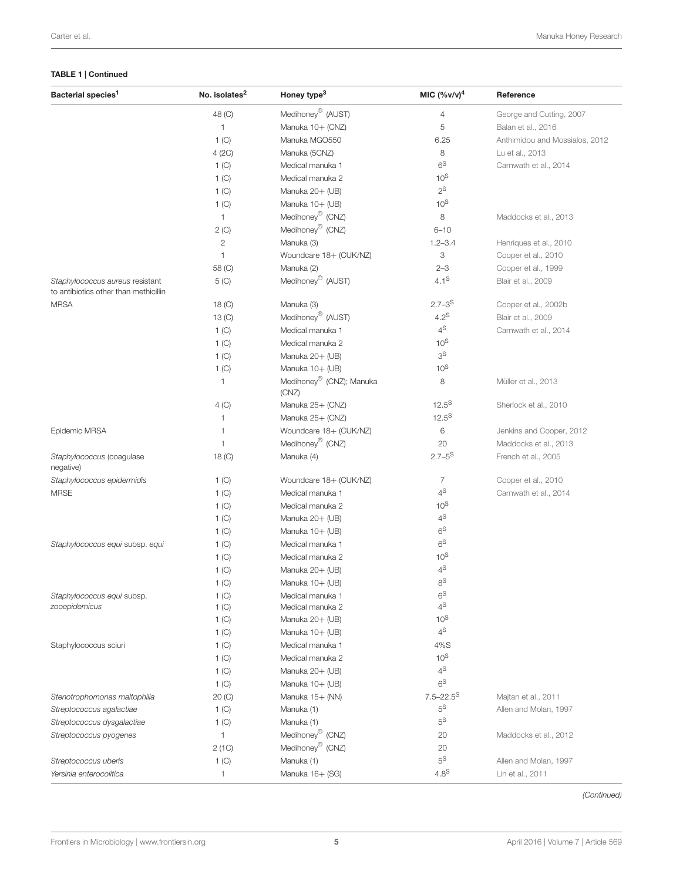**TABLE 1 | Continued**

| Bacterial species[1] | No. isolates[2] | Honey type[3] | MIC (%v/v)[4] | Reference |
|---|---|---|---|---|
| | 48 (C) | Medihoney® (AUST) | 4 | George and Cutting, 2007 |
| | 1 | Manuka 10+ (CNZ) | 5 | Balan et al., 2016 |
| | 1 (C) | Manuka MGO550 | 6.25 | Anthimidou and Mossialos, 2012 |
| | 4 (2C) | Manuka (5CNZ) | 8 | Lu et al., 2013 |
| | 1 (C) | Medical manuka 1 | 6[S] | Carnwath et al., 2014 |
| | 1 (C) | Medical manuka 2 | 10[S] | |
| | 1 (C) | Manuka 20+ (UB) | 2[S] | |
| | 1 (C) | Manuka 10+ (UB) | 10[S] | |
| | 1 | Medihoney® (CNZ) | 8 | Maddocks et al., 2013 |
| | 2 (C) | Medihoney® (CNZ) | 6–10 | |
| | 2 | Manuka (3) | 1.2–3.4 | Henriques et al., 2010 |
| | 1 | Woundcare 18+ (CUK/NZ) | 3 | Cooper et al., 2010 |
| | 58 (C) | Manuka (2) | 2–3 | Cooper et al., 1999 |
| *Staphylococcus aureus* resistant to antibiotics other than methicillin | 5 (C) | Medihoney® (AUST) | 4.1[S] | Blair et al., 2009 |
| MRSA | 18 (C) | Manuka (3) | 2.7–3[S] | Cooper et al., 2002b |
| | 13 (C) | Medihoney® (AUST) | 4.2[S] | Blair et al., 2009 |
| | 1 (C) | Medical manuka 1 | 4[S] | Carnwath et al., 2014 |
| | 1 (C) | Medical manuka 2 | 10[S] | |
| | 1 (C) | Manuka 20+ (UB) | 3[S] | |
| | 1 (C) | Manuka 10+ (UB) | 10[S] | |
| | 1 | Medihoney® (CNZ); Manuka (CNZ) | 8 | Müller et al., 2013 |
| | 4 (C) | Manuka 25+ (CNZ) | 12.5[S] | Sherlock et al., 2010 |
| | 1 | Manuka 25+ (CNZ) | 12.5[S] | |
| Epidemic MRSA | 1 | Woundcare 18+ (CUK/NZ) | 6 | Jenkins and Cooper, 2012 |
| | 1 | Medihoney® (CNZ) | 20 | Maddocks et al., 2013 |
| *Staphylococcus* (coagulase negative) | 18 (C) | Manuka (4) | 2.7–5[S] | French et al., 2005 |
| *Staphylococcus epidermidis* | 1 (C) | Woundcare 18+ (CUK/NZ) | 7 | Cooper et al., 2010 |
| MRSE | 1 (C) | Medical manuka 1 | 4[S] | Carnwath et al., 2014 |
| | 1 (C) | Medical manuka 2 | 10[S] | |
| | 1 (C) | Manuka 20+ (UB) | 4[S] | |
| | 1 (C) | Manuka 10+ (UB) | 6[S] | |
| *Staphylococcus equi* subsp. *equi* | 1 (C) | Medical manuka 1 | 6[S] | |
| | 1 (C) | Medical manuka 2 | 10[S] | |
| | 1 (C) | Manuka 20+ (UB) | 4[S] | |
| | 1 (C) | Manuka 10+ (UB) | 8[S] | |
| *Staphylococcus equi* subsp. *zooepidemicus* | 1 (C) | Medical manuka 1 | 6[S] | |
| | 1 (C) | Medical manuka 2 | 4[S] | |
| | 1 (C) | Manuka 20+ (UB) | 10[S] | |
| | 1 (C) | Manuka 10+ (UB) | 4[S] | |
| Staphylococcus sciuri | 1 (C) | Medical manuka 1 | 4%S | |
| | 1 (C) | Medical manuka 2 | 10[S] | |
| | 1 (C) | Manuka 20+ (UB) | 4[S] | |
| | 1 (C) | Manuka 10+ (UB) | 6[S] | |
| *Stenotrophomonas maltophilia* | 20 (C) | Manuka 15+ (NN) | 7.5–22.5[S] | Majtan et al., 2011 |
| *Streptococcus agalactiae* | 1 (C) | Manuka (1) | 5[S] | Allen and Molan, 1997 |
| *Streptococcus dysgalactiae* | 1 (C) | Manuka (1) | 5[S] | |
| *Streptococcus pyogenes* | 1 | Medihoney® (CNZ) | 20 | Maddocks et al., 2012 |
| | 2 (1C) | Medihoney® (CNZ) | 20 | |
| *Streptococcus uberis* | 1 (C) | Manuka (1) | 5[S] | Allen and Molan, 1997 |
| *Yersinia enterocolitica* | 1 | Manuka 16+ (SG) | 4.8[S] | Lin et al., 2011 |

*(Continued)*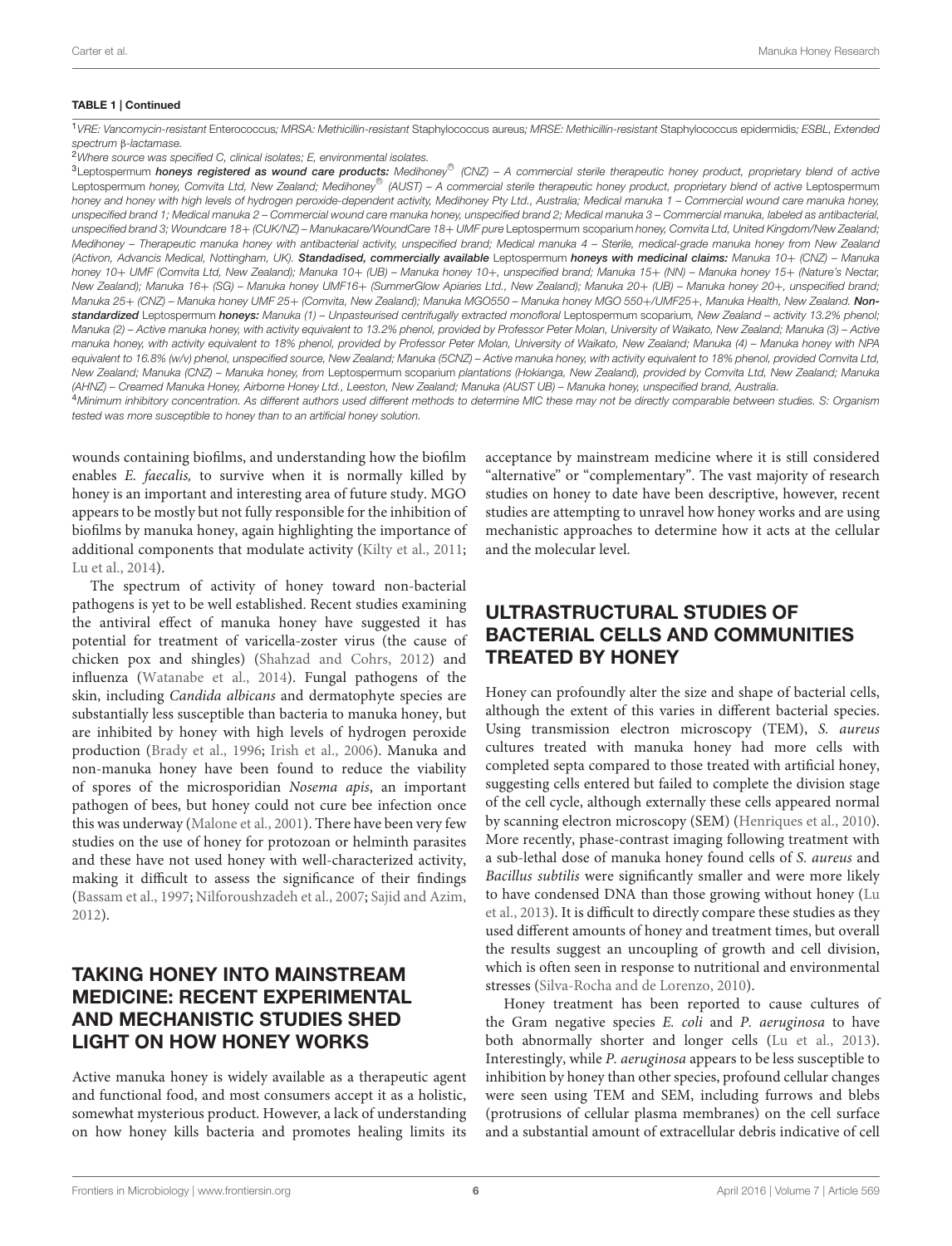**TABLE 1 | Continued**

[1]*VRE: Vancomycin-resistant* Enterococcus*; MRSA: Methicillin-resistant* Staphylococcus aureus*; MRSE: Methicillin-resistant* Staphylococcus epidermidis*; ESBL, Extended spectrum* β*-lactamase.*

[2]*Where source was specified C, clinical isolates; E, environmental isolates.*

[3]Leptospermum ***honeys registered as wound care products:*** *Medihoney*® *(CNZ) – A commercial sterile therapeutic honey product, proprietary blend of active* Leptospermum *honey, Comvita Ltd, New Zealand; Medihoney*® *(AUST) – A commercial sterile therapeutic honey product, proprietary blend of active* Leptospermum *honey and honey with high levels of hydrogen peroxide-dependent activity, Medihoney Pty Ltd., Australia; Medical manuka 1 – Commercial wound care manuka honey, unspecified brand 1; Medical manuka 2 – Commercial wound care manuka honey, unspecified brand 2; Medical manuka 3 – Commercial manuka, labeled as antibacterial, unspecified brand 3; Woundcare 18+ (CUK/NZ) – Manukacare/WoundCare 18+ UMF pure* Leptospermum scoparium *honey, Comvita Ltd, United Kingdom/New Zealand; Medihoney – Therapeutic manuka honey with antibacterial activity, unspecified brand; Medical manuka 4 – Sterile, medical-grade manuka honey from New Zealand (Activon, Advancis Medical, Nottingham, UK).* ***Standadised, commercially available*** Leptospermum ***honeys with medicinal claims:*** *Manuka 10+ (CNZ) – Manuka honey 10+ UMF (Comvita Ltd, New Zealand); Manuka 10+ (UB) – Manuka honey 10+, unspecified brand; Manuka 15+ (NN) – Manuka honey 15+ (Nature's Nectar, New Zealand); Manuka 16+ (SG) – Manuka honey UMF16+ (SummerGlow Apiaries Ltd., New Zealand); Manuka 20+ (UB) – Manuka honey 20+, unspecified brand; Manuka 25+ (CNZ) – Manuka honey UMF 25+ (Comvita, New Zealand); Manuka MGO550 – Manuka honey MGO 550+/UMF25+, Manuka Health, New Zealand.* ***Non-standardized*** Leptospermum ***honeys:*** *Manuka (1) – Unpasteurised centrifugally extracted monofloral* Leptospermum scoparium*, New Zealand – activity 13.2% phenol; Manuka (2) – Active manuka honey, with activity equivalent to 13.2% phenol, provided by Professor Peter Molan, University of Waikato, New Zealand; Manuka (3) – Active manuka honey, with activity equivalent to 18% phenol, provided by Professor Peter Molan, University of Waikato, New Zealand; Manuka (4) – Manuka honey with NPA equivalent to 16.8% (w/v) phenol, unspecified source, New Zealand; Manuka (5CNZ) – Active manuka honey, with activity equivalent to 18% phenol, provided Comvita Ltd, New Zealand; Manuka (CNZ) – Manuka honey, from* Leptospermum scoparium *plantations (Hokianga, New Zealand), provided by Comvita Ltd, New Zealand; Manuka (AHNZ) – Creamed Manuka Honey, Airborne Honey Ltd., Leeston, New Zealand; Manuka (AUST UB) – Manuka honey, unspecified brand, Australia.*

[4]*Minimum inhibitory concentration. As different authors used different methods to determine MIC these may not be directly comparable between studies. S: Organism tested was more susceptible to honey than to an artificial honey solution.*

wounds containing biofilms, and understanding how the biofilm enables *E. faecalis,* to survive when it is normally killed by honey is an important and interesting area of future study. MGO appears to be mostly but not fully responsible for the inhibition of biofilms by manuka honey, again highlighting the importance of additional components that modulate activity (Kilty et al., 2011; Lu et al., 2014).

The spectrum of activity of honey toward non-bacterial pathogens is yet to be well established. Recent studies examining the antiviral effect of manuka honey have suggested it has potential for treatment of varicella-zoster virus (the cause of chicken pox and shingles) (Shahzad and Cohrs, 2012) and influenza (Watanabe et al., 2014). Fungal pathogens of the skin, including *Candida albicans* and dermatophyte species are substantially less susceptible than bacteria to manuka honey, but are inhibited by honey with high levels of hydrogen peroxide production (Brady et al., 1996; Irish et al., 2006). Manuka and non-manuka honey have been found to reduce the viability of spores of the microsporidian *Nosema apis*, an important pathogen of bees, but honey could not cure bee infection once this was underway (Malone et al., 2001). There have been very few studies on the use of honey for protozoan or helminth parasites and these have not used honey with well-characterized activity, making it difficult to assess the significance of their findings (Bassam et al., 1997; Nilforoushzadeh et al., 2007; Sajid and Azim, 2012).

## TAKING HONEY INTO MAINSTREAM MEDICINE: RECENT EXPERIMENTAL AND MECHANISTIC STUDIES SHED LIGHT ON HOW HONEY WORKS

Active manuka honey is widely available as a therapeutic agent and functional food, and most consumers accept it as a holistic, somewhat mysterious product. However, a lack of understanding on how honey kills bacteria and promotes healing limits its acceptance by mainstream medicine where it is still considered "alternative" or "complementary". The vast majority of research studies on honey to date have been descriptive, however, recent studies are attempting to unravel how honey works and are using mechanistic approaches to determine how it acts at the cellular and the molecular level.

## ULTRASTRUCTURAL STUDIES OF BACTERIAL CELLS AND COMMUNITIES TREATED BY HONEY

Honey can profoundly alter the size and shape of bacterial cells, although the extent of this varies in different bacterial species. Using transmission electron microscopy (TEM), *S. aureus* cultures treated with manuka honey had more cells with completed septa compared to those treated with artificial honey, suggesting cells entered but failed to complete the division stage of the cell cycle, although externally these cells appeared normal by scanning electron microscopy (SEM) (Henriques et al., 2010). More recently, phase-contrast imaging following treatment with a sub-lethal dose of manuka honey found cells of *S. aureus* and *Bacillus subtilis* were significantly smaller and were more likely to have condensed DNA than those growing without honey (Lu et al., 2013). It is difficult to directly compare these studies as they used different amounts of honey and treatment times, but overall the results suggest an uncoupling of growth and cell division, which is often seen in response to nutritional and environmental stresses (Silva-Rocha and de Lorenzo, 2010).

Honey treatment has been reported to cause cultures of the Gram negative species *E. coli* and *P. aeruginosa* to have both abnormally shorter and longer cells (Lu et al., 2013). Interestingly, while *P. aeruginosa* appears to be less susceptible to inhibition by honey than other species, profound cellular changes were seen using TEM and SEM, including furrows and blebs (protrusions of cellular plasma membranes) on the cell surface and a substantial amount of extracellular debris indicative of cell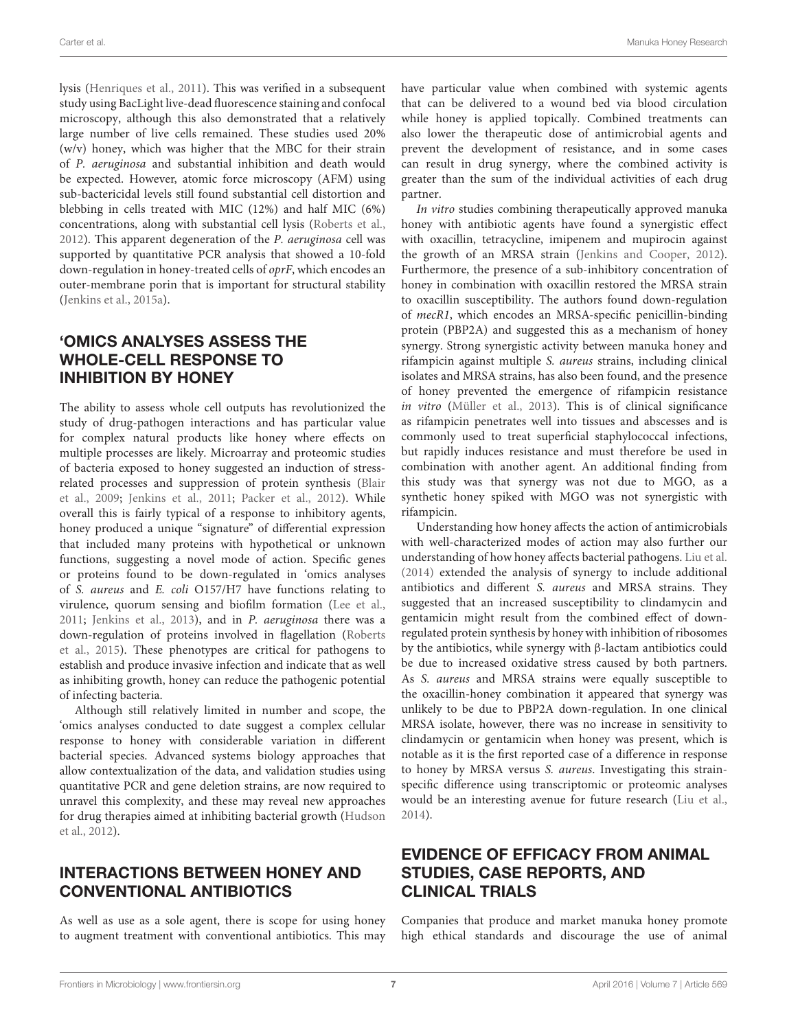lysis (Henriques et al., 2011). This was verified in a subsequent study using BacLight live-dead fluorescence staining and confocal microscopy, although this also demonstrated that a relatively large number of live cells remained. These studies used 20% (w/v) honey, which was higher that the MBC for their strain of *P. aeruginosa* and substantial inhibition and death would be expected. However, atomic force microscopy (AFM) using sub-bactericidal levels still found substantial cell distortion and blebbing in cells treated with MIC (12%) and half MIC (6%) concentrations, along with substantial cell lysis (Roberts et al., 2012). This apparent degeneration of the *P. aeruginosa* cell was supported by quantitative PCR analysis that showed a 10-fold down-regulation in honey-treated cells of *oprF*, which encodes an outer-membrane porin that is important for structural stability (Jenkins et al., 2015a).

## 'OMICS ANALYSES ASSESS THE WHOLE-CELL RESPONSE TO INHIBITION BY HONEY

The ability to assess whole cell outputs has revolutionized the study of drug-pathogen interactions and has particular value for complex natural products like honey where effects on multiple processes are likely. Microarray and proteomic studies of bacteria exposed to honey suggested an induction of stress-related processes and suppression of protein synthesis (Blair et al., 2009; Jenkins et al., 2011; Packer et al., 2012). While overall this is fairly typical of a response to inhibitory agents, honey produced a unique "signature" of differential expression that included many proteins with hypothetical or unknown functions, suggesting a novel mode of action. Specific genes or proteins found to be down-regulated in 'omics analyses of *S. aureus* and *E. coli* O157/H7 have functions relating to virulence, quorum sensing and biofilm formation (Lee et al., 2011; Jenkins et al., 2013), and in *P. aeruginosa* there was a down-regulation of proteins involved in flagellation (Roberts et al., 2015). These phenotypes are critical for pathogens to establish and produce invasive infection and indicate that as well as inhibiting growth, honey can reduce the pathogenic potential of infecting bacteria.

Although still relatively limited in number and scope, the 'omics analyses conducted to date suggest a complex cellular response to honey with considerable variation in different bacterial species. Advanced systems biology approaches that allow contextualization of the data, and validation studies using quantitative PCR and gene deletion strains, are now required to unravel this complexity, and these may reveal new approaches for drug therapies aimed at inhibiting bacterial growth (Hudson et al., 2012).

## INTERACTIONS BETWEEN HONEY AND CONVENTIONAL ANTIBIOTICS

As well as use as a sole agent, there is scope for using honey to augment treatment with conventional antibiotics. This may have particular value when combined with systemic agents that can be delivered to a wound bed via blood circulation while honey is applied topically. Combined treatments can also lower the therapeutic dose of antimicrobial agents and prevent the development of resistance, and in some cases can result in drug synergy, where the combined activity is greater than the sum of the individual activities of each drug partner.

*In vitro* studies combining therapeutically approved manuka honey with antibiotic agents have found a synergistic effect with oxacillin, tetracycline, imipenem and mupirocin against the growth of an MRSA strain (Jenkins and Cooper, 2012). Furthermore, the presence of a sub-inhibitory concentration of honey in combination with oxacillin restored the MRSA strain to oxacillin susceptibility. The authors found down-regulation of *mecR1*, which encodes an MRSA-specific penicillin-binding protein (PBP2A) and suggested this as a mechanism of honey synergy. Strong synergistic activity between manuka honey and rifampicin against multiple *S. aureus* strains, including clinical isolates and MRSA strains, has also been found, and the presence of honey prevented the emergence of rifampicin resistance *in vitro* (Müller et al., 2013). This is of clinical significance as rifampicin penetrates well into tissues and abscesses and is commonly used to treat superficial staphylococcal infections, but rapidly induces resistance and must therefore be used in combination with another agent. An additional finding from this study was that synergy was not due to MGO, as a synthetic honey spiked with MGO was not synergistic with rifampicin.

Understanding how honey affects the action of antimicrobials with well-characterized modes of action may also further our understanding of how honey affects bacterial pathogens. Liu et al. (2014) extended the analysis of synergy to include additional antibiotics and different *S. aureus* and MRSA strains. They suggested that an increased susceptibility to clindamycin and gentamicin might result from the combined effect of down-regulated protein synthesis by honey with inhibition of ribosomes by the antibiotics, while synergy with β-lactam antibiotics could be due to increased oxidative stress caused by both partners. As *S. aureus* and MRSA strains were equally susceptible to the oxacillin-honey combination it appeared that synergy was unlikely to be due to PBP2A down-regulation. In one clinical MRSA isolate, however, there was no increase in sensitivity to clindamycin or gentamicin when honey was present, which is notable as it is the first reported case of a difference in response to honey by MRSA versus *S. aureus*. Investigating this strain-specific difference using transcriptomic or proteomic analyses would be an interesting avenue for future research (Liu et al., 2014).

## EVIDENCE OF EFFICACY FROM ANIMAL STUDIES, CASE REPORTS, AND CLINICAL TRIALS

Companies that produce and market manuka honey promote high ethical standards and discourage the use of animal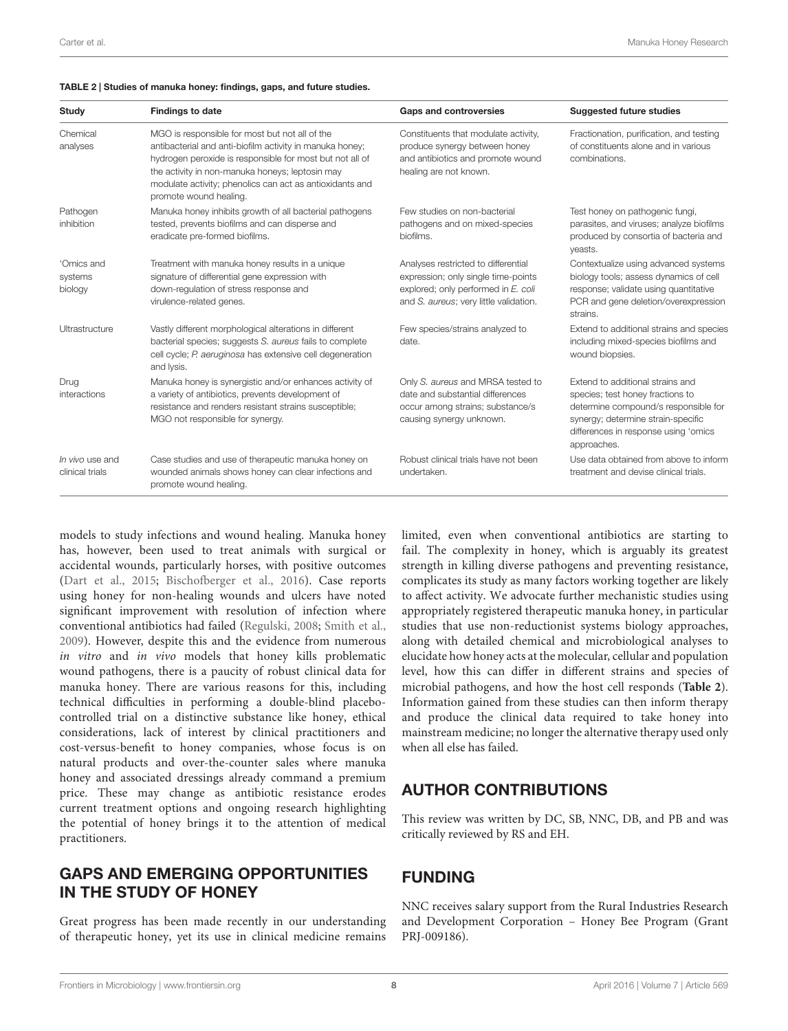**TABLE 2 | Studies of manuka honey: findings, gaps, and future studies.**

| Study | Findings to date | Gaps and controversies | Suggested future studies |
|---|---|---|---|
| Chemical analyses | MGO is responsible for most but not all of the antibacterial and anti-biofilm activity in manuka honey; hydrogen peroxide is responsible for most but not all of the activity in non-manuka honeys; leptosin may modulate activity; phenolics can act as antioxidants and promote wound healing. | Constituents that modulate activity, produce synergy between honey and antibiotics and promote wound healing are not known. | Fractionation, purification, and testing of constituents alone and in various combinations. |
| Pathogen inhibition | Manuka honey inhibits growth of all bacterial pathogens tested, prevents biofilms and can disperse and eradicate pre-formed biofilms. | Few studies on non-bacterial pathogens and on mixed-species biofilms. | Test honey on pathogenic fungi, parasites, and viruses; analyze biofilms produced by consortia of bacteria and yeasts. |
| 'Omics and systems biology | Treatment with manuka honey results in a unique signature of differential gene expression with down-regulation of stress response and virulence-related genes. | Analyses restricted to differential expression; only single time-points explored; only performed in *E. coli* and *S. aureus*; very little validation. | Contextualize using advanced systems biology tools; assess dynamics of cell response; validate using quantitative PCR and gene deletion/overexpression strains. |
| Ultrastructure | Vastly different morphological alterations in different bacterial species; suggests *S. aureus* fails to complete cell cycle; *P. aeruginosa* has extensive cell degeneration and lysis. | Few species/strains analyzed to date. | Extend to additional strains and species including mixed-species biofilms and wound biopsies. |
| Drug interactions | Manuka honey is synergistic and/or enhances activity of a variety of antibiotics, prevents development of resistance and renders resistant strains susceptible; MGO not responsible for synergy. | Only *S. aureus* and MRSA tested to date and substantial differences occur among strains; substance/s causing synergy unknown. | Extend to additional strains and species; test honey fractions to determine compound/s responsible for synergy; determine strain-specific differences in response using 'omics approaches. |
| *In vivo* use and clinical trials | Case studies and use of therapeutic manuka honey on wounded animals shows honey can clear infections and promote wound healing. | Robust clinical trials have not been undertaken. | Use data obtained from above to inform treatment and devise clinical trials. |

models to study infections and wound healing. Manuka honey has, however, been used to treat animals with surgical or accidental wounds, particularly horses, with positive outcomes (Dart et al., 2015; Bischofberger et al., 2016). Case reports using honey for non-healing wounds and ulcers have noted significant improvement with resolution of infection where conventional antibiotics had failed (Regulski, 2008; Smith et al., 2009). However, despite this and the evidence from numerous *in vitro* and *in vivo* models that honey kills problematic wound pathogens, there is a paucity of robust clinical data for manuka honey. There are various reasons for this, including technical difficulties in performing a double-blind placebo-controlled trial on a distinctive substance like honey, ethical considerations, lack of interest by clinical practitioners and cost-versus-benefit to honey companies, whose focus is on natural products and over-the-counter sales where manuka honey and associated dressings already command a premium price. These may change as antibiotic resistance erodes current treatment options and ongoing research highlighting the potential of honey brings it to the attention of medical practitioners.

## GAPS AND EMERGING OPPORTUNITIES IN THE STUDY OF HONEY

Great progress has been made recently in our understanding of therapeutic honey, yet its use in clinical medicine remains limited, even when conventional antibiotics are starting to fail. The complexity in honey, which is arguably its greatest strength in killing diverse pathogens and preventing resistance, complicates its study as many factors working together are likely to affect activity. We advocate further mechanistic studies using appropriately registered therapeutic manuka honey, in particular studies that use non-reductionist systems biology approaches, along with detailed chemical and microbiological analyses to elucidate how honey acts at the molecular, cellular and population level, how this can differ in different strains and species of microbial pathogens, and how the host cell responds (**Table 2**). Information gained from these studies can then inform therapy and produce the clinical data required to take honey into mainstream medicine; no longer the alternative therapy used only when all else has failed.

## AUTHOR CONTRIBUTIONS

This review was written by DC, SB, NNC, DB, and PB and was critically reviewed by RS and EH.

## FUNDING

NNC receives salary support from the Rural Industries Research and Development Corporation – Honey Bee Program (Grant PRJ-009186).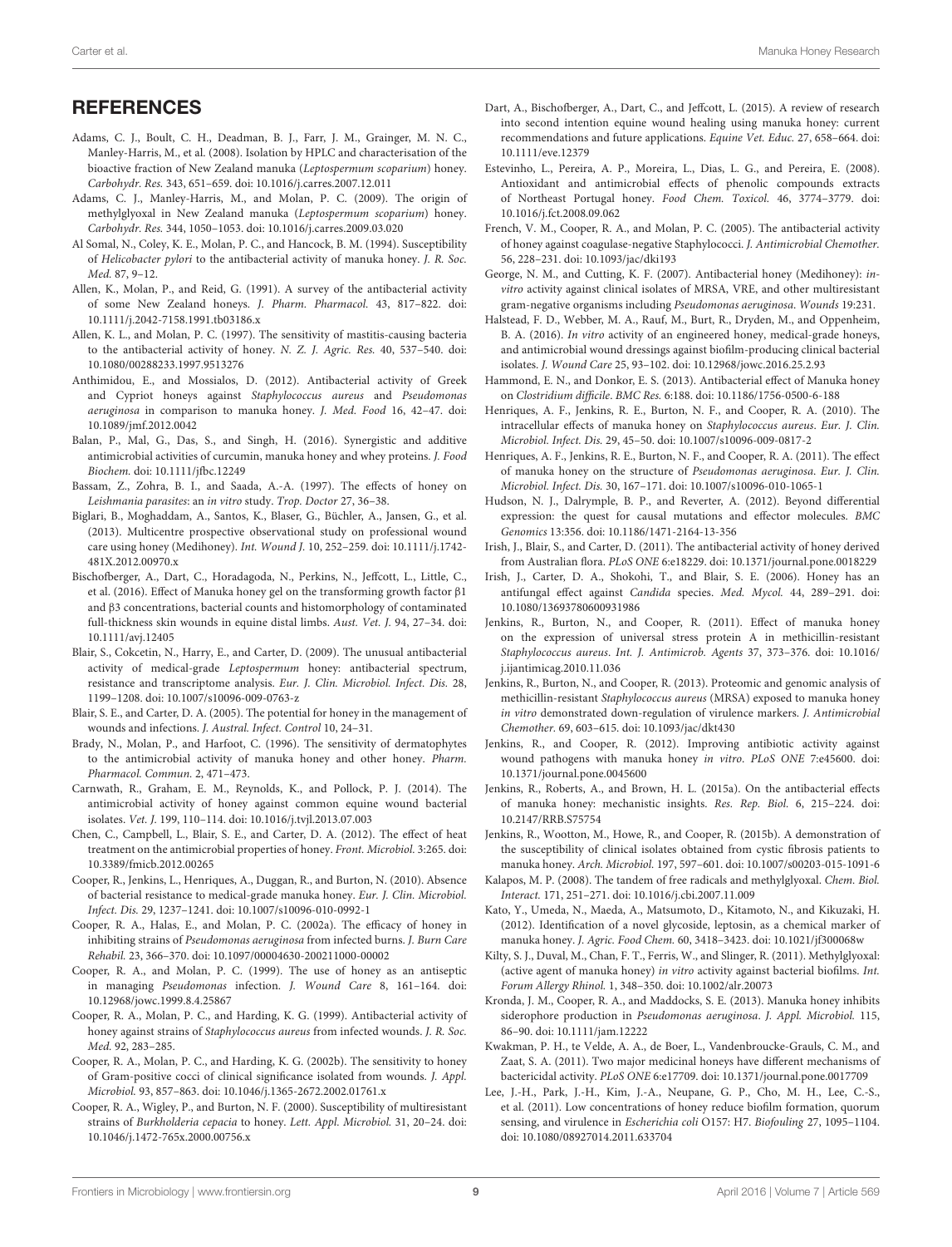## REFERENCES

Adams, C. J., Boult, C. H., Deadman, B. J., Farr, J. M., Grainger, M. N. C., Manley-Harris, M., et al. (2008). Isolation by HPLC and characterisation of the bioactive fraction of New Zealand manuka (*Leptospermum scoparium*) honey. *Carbohydr. Res.* 343, 651–659. doi: 10.1016/j.carres.2007.12.011

Adams, C. J., Manley-Harris, M., and Molan, P. C. (2009). The origin of methylglyoxal in New Zealand manuka (*Leptospermum scoparium*) honey. *Carbohydr. Res.* 344, 1050–1053. doi: 10.1016/j.carres.2009.03.020

Al Somal, N., Coley, K. E., Molan, P. C., and Hancock, B. M. (1994). Susceptibility of *Helicobacter pylori* to the antibacterial activity of manuka honey. *J. R. Soc. Med.* 87, 9–12.

Allen, K., Molan, P., and Reid, G. (1991). A survey of the antibacterial activity of some New Zealand honeys. *J. Pharm. Pharmacol.* 43, 817–822. doi: 10.1111/j.2042-7158.1991.tb03186.x

Allen, K. L., and Molan, P. C. (1997). The sensitivity of mastitis-causing bacteria to the antibacterial activity of honey. *N. Z. J. Agric. Res.* 40, 537–540. doi: 10.1080/00288233.1997.9513276

Anthimidou, E., and Mossialos, D. (2012). Antibacterial activity of Greek and Cypriot honeys against *Staphylococcus aureus* and *Pseudomonas aeruginosa* in comparison to manuka honey. *J. Med. Food* 16, 42–47. doi: 10.1089/jmf.2012.0042

Balan, P., Mal, G., Das, S., and Singh, H. (2016). Synergistic and additive antimicrobial activities of curcumin, manuka honey and whey proteins. *J. Food Biochem.* doi: 10.1111/jfbc.12249

Bassam, Z., Zohra, B. I., and Saada, A.-A. (1997). The effects of honey on *Leishmania parasites*: an *in vitro* study. *Trop. Doctor* 27, 36–38.

Biglari, B., Moghaddam, A., Santos, K., Blaser, G., Büchler, A., Jansen, G., et al. (2013). Multicentre prospective observational study on professional wound care using honey (Medihoney). *Int. Wound J.* 10, 252–259. doi: 10.1111/j.1742-481X.2012.00970.x

Bischofberger, A., Dart, C., Horadagoda, N., Perkins, N., Jeffcott, L., Little, C., et al. (2016). Effect of Manuka honey gel on the transforming growth factor β1 and β3 concentrations, bacterial counts and histomorphology of contaminated full-thickness skin wounds in equine distal limbs. *Aust. Vet. J.* 94, 27–34. doi: 10.1111/avj.12405

Blair, S., Cokcetin, N., Harry, E., and Carter, D. (2009). The unusual antibacterial activity of medical-grade *Leptospermum* honey: antibacterial spectrum, resistance and transcriptome analysis. *Eur. J. Clin. Microbiol. Infect. Dis.* 28, 1199–1208. doi: 10.1007/s10096-009-0763-z

Blair, S. E., and Carter, D. A. (2005). The potential for honey in the management of wounds and infections. *J. Austral. Infect. Control* 10, 24–31.

Brady, N., Molan, P., and Harfoot, C. (1996). The sensitivity of dermatophytes to the antimicrobial activity of manuka honey and other honey. *Pharm. Pharmacol. Commun.* 2, 471–473.

Carnwath, R., Graham, E. M., Reynolds, K., and Pollock, P. J. (2014). The antimicrobial activity of honey against common equine wound bacterial isolates. *Vet. J.* 199, 110–114. doi: 10.1016/j.tvjl.2013.07.003

Chen, C., Campbell, L., Blair, S. E., and Carter, D. A. (2012). The effect of heat treatment on the antimicrobial properties of honey. *Front. Microbiol.* 3:265. doi: 10.3389/fmicb.2012.00265

Cooper, R., Jenkins, L., Henriques, A., Duggan, R., and Burton, N. (2010). Absence of bacterial resistance to medical-grade manuka honey. *Eur. J. Clin. Microbiol. Infect. Dis.* 29, 1237–1241. doi: 10.1007/s10096-010-0992-1

Cooper, R. A., Halas, E., and Molan, P. C. (2002a). The efficacy of honey in inhibiting strains of *Pseudomonas aeruginosa* from infected burns. *J. Burn Care Rehabil.* 23, 366–370. doi: 10.1097/00004630-200211000-00002

Cooper, R. A., and Molan, P. C. (1999). The use of honey as an antiseptic in managing *Pseudomonas* infection. *J. Wound Care* 8, 161–164. doi: 10.12968/jowc.1999.8.4.25867

Cooper, R. A., Molan, P. C., and Harding, K. G. (1999). Antibacterial activity of honey against strains of *Staphylococcus aureus* from infected wounds. *J. R. Soc. Med.* 92, 283–285.

Cooper, R. A., Molan, P. C., and Harding, K. G. (2002b). The sensitivity to honey of Gram-positive cocci of clinical significance isolated from wounds. *J. Appl. Microbiol.* 93, 857–863. doi: 10.1046/j.1365-2672.2002.01761.x

Cooper, R. A., Wigley, P., and Burton, N. F. (2000). Susceptibility of multiresistant strains of *Burkholderia cepacia* to honey. *Lett. Appl. Microbiol.* 31, 20–24. doi: 10.1046/j.1472-765x.2000.00756.x

Dart, A., Bischofberger, A., Dart, C., and Jeffcott, L. (2015). A review of research into second intention equine wound healing using manuka honey: current recommendations and future applications. *Equine Vet. Educ.* 27, 658–664. doi: 10.1111/eve.12379

Estevinho, L., Pereira, A. P., Moreira, L., Dias, L. G., and Pereira, E. (2008). Antioxidant and antimicrobial effects of phenolic compounds extracts of Northeast Portugal honey. *Food Chem. Toxicol.* 46, 3774–3779. doi: 10.1016/j.fct.2008.09.062

French, V. M., Cooper, R. A., and Molan, P. C. (2005). The antibacterial activity of honey against coagulase-negative Staphylococci. *J. Antimicrobial Chemother.* 56, 228–231. doi: 10.1093/jac/dki193

George, N. M., and Cutting, K. F. (2007). Antibacterial honey (Medihoney): *in-vitro* activity against clinical isolates of MRSA, VRE, and other multiresistant gram-negative organisms including *Pseudomonas aeruginosa*. *Wounds* 19:231.

Halstead, F. D., Webber, M. A., Rauf, M., Burt, R., Dryden, M., and Oppenheim, B. A. (2016). *In vitro* activity of an engineered honey, medical-grade honeys, and antimicrobial wound dressings against biofilm-producing clinical bacterial isolates. *J. Wound Care* 25, 93–102. doi: 10.12968/jowc.2016.25.2.93

Hammond, E. N., and Donkor, E. S. (2013). Antibacterial effect of Manuka honey on *Clostridium difficile*. *BMC Res.* 6:188. doi: 10.1186/1756-0500-6-188

Henriques, A. F., Jenkins, R. E., Burton, N. F., and Cooper, R. A. (2010). The intracellular effects of manuka honey on *Staphylococcus aureus*. *Eur. J. Clin. Microbiol. Infect. Dis.* 29, 45–50. doi: 10.1007/s10096-009-0817-2

Henriques, A. F., Jenkins, R. E., Burton, N. F., and Cooper, R. A. (2011). The effect of manuka honey on the structure of *Pseudomonas aeruginosa*. *Eur. J. Clin. Microbiol. Infect. Dis.* 30, 167–171. doi: 10.1007/s10096-010-1065-1

Hudson, N. J., Dalrymple, B. P., and Reverter, A. (2012). Beyond differential expression: the quest for causal mutations and effector molecules. *BMC Genomics* 13:356. doi: 10.1186/1471-2164-13-356

Irish, J., Blair, S., and Carter, D. (2011). The antibacterial activity of honey derived from Australian flora. *PLoS ONE* 6:e18229. doi: 10.1371/journal.pone.0018229

Irish, J., Carter, D. A., Shokohi, T., and Blair, S. E. (2006). Honey has an antifungal effect against *Candida* species. *Med. Mycol.* 44, 289–291. doi: 10.1080/13693780600931986

Jenkins, R., Burton, N., and Cooper, R. (2011). Effect of manuka honey on the expression of universal stress protein A in methicillin-resistant *Staphylococcus aureus*. *Int. J. Antimicrob. Agents* 37, 373–376. doi: 10.1016/j.ijantimicag.2010.11.036

Jenkins, R., Burton, N., and Cooper, R. (2013). Proteomic and genomic analysis of methicillin-resistant *Staphylococcus aureus* (MRSA) exposed to manuka honey *in vitro* demonstrated down-regulation of virulence markers. *J. Antimicrobial Chemother.* 69, 603–615. doi: 10.1093/jac/dkt430

Jenkins, R., and Cooper, R. (2012). Improving antibiotic activity against wound pathogens with manuka honey *in vitro*. *PLoS ONE* 7:e45600. doi: 10.1371/journal.pone.0045600

Jenkins, R., Roberts, A., and Brown, H. L. (2015a). On the antibacterial effects of manuka honey: mechanistic insights. *Res. Rep. Biol.* 6, 215–224. doi: 10.2147/RRB.S75754

Jenkins, R., Wootton, M., Howe, R., and Cooper, R. (2015b). A demonstration of the susceptibility of clinical isolates obtained from cystic fibrosis patients to manuka honey. *Arch. Microbiol.* 197, 597–601. doi: 10.1007/s00203-015-1091-6

Kalapos, M. P. (2008). The tandem of free radicals and methylglyoxal. *Chem. Biol. Interact.* 171, 251–271. doi: 10.1016/j.cbi.2007.11.009

Kato, Y., Umeda, N., Maeda, A., Matsumoto, D., Kitamoto, N., and Kikuzaki, H. (2012). Identification of a novel glycoside, leptosin, as a chemical marker of manuka honey. *J. Agric. Food Chem.* 60, 3418–3423. doi: 10.1021/jf300068w

Kilty, S. J., Duval, M., Chan, F. T., Ferris, W., and Slinger, R. (2011). Methylglyoxal: (active agent of manuka honey) *in vitro* activity against bacterial biofilms. *Int. Forum Allergy Rhinol.* 1, 348–350. doi: 10.1002/alr.20073

Kronda, J. M., Cooper, R. A., and Maddocks, S. E. (2013). Manuka honey inhibits siderophore production in *Pseudomonas aeruginosa*. *J. Appl. Microbiol.* 115, 86–90. doi: 10.1111/jam.12222

Kwakman, P. H., te Velde, A. A., de Boer, L., Vandenbroucke-Grauls, C. M., and Zaat, S. A. (2011). Two major medicinal honeys have different mechanisms of bactericidal activity. *PLoS ONE* 6:e17709. doi: 10.1371/journal.pone.0017709

Lee, J.-H., Park, J.-H., Kim, J.-A., Neupane, G. P., Cho, M. H., Lee, C.-S., et al. (2011). Low concentrations of honey reduce biofilm formation, quorum sensing, and virulence in *Escherichia coli* O157: H7. *Biofouling* 27, 1095–1104. doi: 10.1080/08927014.2011.633704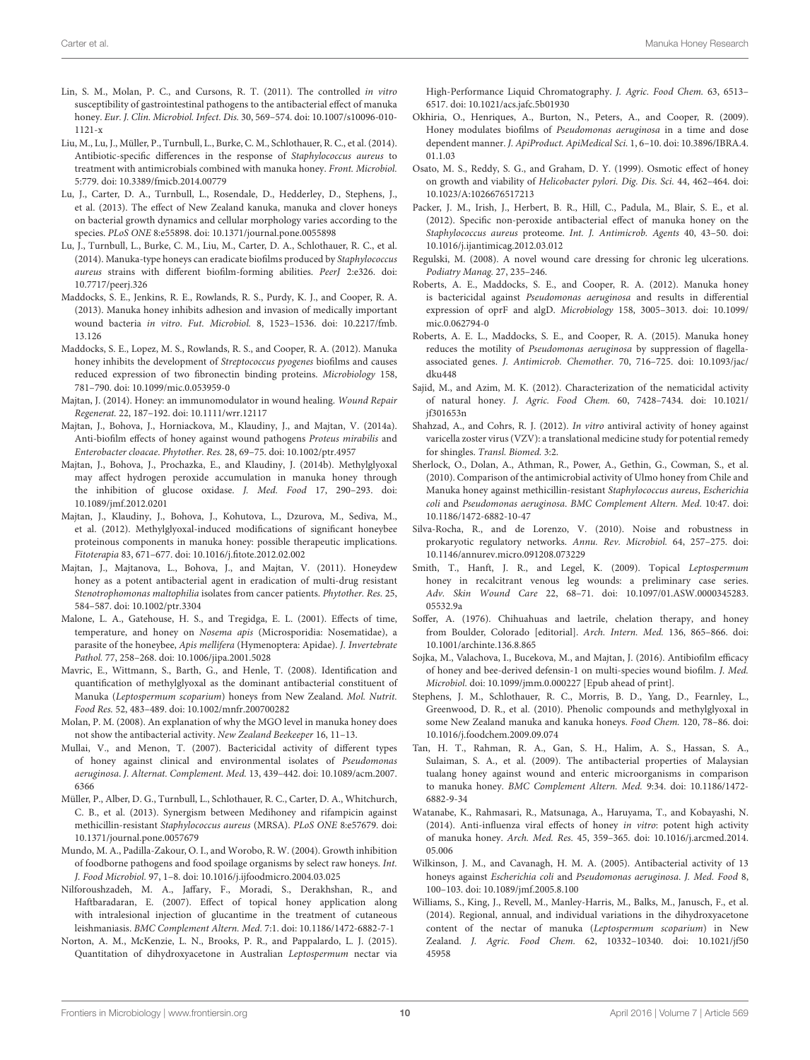Lin, S. M., Molan, P. C., and Cursons, R. T. (2011). The controlled *in vitro* susceptibility of gastrointestinal pathogens to the antibacterial effect of manuka honey. *Eur. J. Clin. Microbiol. Infect. Dis.* 30, 569–574. doi: 10.1007/s10096-010-1121-x

Liu, M., Lu, J., Müller, P., Turnbull, L., Burke, C. M., Schlothauer, R. C., et al. (2014). Antibiotic-specific differences in the response of *Staphylococcus aureus* to treatment with antimicrobials combined with manuka honey. *Front. Microbiol.* 5:779. doi: 10.3389/fmicb.2014.00779

Lu, J., Carter, D. A., Turnbull, L., Rosendale, D., Hedderley, D., Stephens, J., et al. (2013). The effect of New Zealand kanuka, manuka and clover honeys on bacterial growth dynamics and cellular morphology varies according to the species. *PLoS ONE* 8:e55898. doi: 10.1371/journal.pone.0055898

Lu, J., Turnbull, L., Burke, C. M., Liu, M., Carter, D. A., Schlothauer, R. C., et al. (2014). Manuka-type honeys can eradicate biofilms produced by *Staphylococcus aureus* strains with different biofilm-forming abilities. *PeerJ* 2:e326. doi: 10.7717/peerj.326

Maddocks, S. E., Jenkins, R. E., Rowlands, R. S., Purdy, K. J., and Cooper, R. A. (2013). Manuka honey inhibits adhesion and invasion of medically important wound bacteria *in vitro*. *Fut. Microbiol.* 8, 1523–1536. doi: 10.2217/fmb.13.126

Maddocks, S. E., Lopez, M. S., Rowlands, R. S., and Cooper, R. A. (2012). Manuka honey inhibits the development of *Streptococcus pyogenes* biofilms and causes reduced expression of two fibronectin binding proteins. *Microbiology* 158, 781–790. doi: 10.1099/mic.0.053959-0

Majtan, J. (2014). Honey: an immunomodulator in wound healing. *Wound Repair Regenerat.* 22, 187–192. doi: 10.1111/wrr.12117

Majtan, J., Bohova, J., Horniackova, M., Klaudiny, J., and Majtan, V. (2014a). Anti-biofilm effects of honey against wound pathogens *Proteus mirabilis* and *Enterobacter cloacae*. *Phytother. Res.* 28, 69–75. doi: 10.1002/ptr.4957

Majtan, J., Bohova, J., Prochazka, E., and Klaudiny, J. (2014b). Methylglyoxal may affect hydrogen peroxide accumulation in manuka honey through the inhibition of glucose oxidase. *J. Med. Food* 17, 290–293. doi: 10.1089/jmf.2012.0201

Majtan, J., Klaudiny, J., Bohova, J., Kohutova, L., Dzurova, M., Sediva, M., et al. (2012). Methylglyoxal-induced modifications of significant honeybee proteinous components in manuka honey: possible therapeutic implications. *Fitoterapia* 83, 671–677. doi: 10.1016/j.fitote.2012.02.002

Majtan, J., Majtanova, L., Bohova, J., and Majtan, V. (2011). Honeydew honey as a potent antibacterial agent in eradication of multi-drug resistant *Stenotrophomonas maltophilia* isolates from cancer patients. *Phytother. Res.* 25, 584–587. doi: 10.1002/ptr.3304

Malone, L. A., Gatehouse, H. S., and Tregidga, E. L. (2001). Effects of time, temperature, and honey on *Nosema apis* (Microsporidia: Nosematidae), a parasite of the honeybee, *Apis mellifera* (Hymenoptera: Apidae). *J. Invertebrate Pathol.* 77, 258–268. doi: 10.1006/jipa.2001.5028

Mavric, E., Wittmann, S., Barth, G., and Henle, T. (2008). Identification and quantification of methylglyoxal as the dominant antibacterial constituent of Manuka (*Leptospermum scoparium*) honeys from New Zealand. *Mol. Nutrit. Food Res.* 52, 483–489. doi: 10.1002/mnfr.200700282

Molan, P. M. (2008). An explanation of why the MGO level in manuka honey does not show the antibacterial activity. *New Zealand Beekeeper* 16, 11–13.

Mullai, V., and Menon, T. (2007). Bactericidal activity of different types of honey against clinical and environmental isolates of *Pseudomonas aeruginosa*. *J. Alternat. Complement. Med.* 13, 439–442. doi: 10.1089/acm.2007.6366

Müller, P., Alber, D. G., Turnbull, L., Schlothauer, R. C., Carter, D. A., Whitchurch, C. B., et al. (2013). Synergism between Medihoney and rifampicin against methicillin-resistant *Staphylococcus aureus* (MRSA). *PLoS ONE* 8:e57679. doi: 10.1371/journal.pone.0057679

Mundo, M. A., Padilla-Zakour, O. I., and Worobo, R. W. (2004). Growth inhibition of foodborne pathogens and food spoilage organisms by select raw honeys. *Int. J. Food Microbiol.* 97, 1–8. doi: 10.1016/j.ijfoodmicro.2004.03.025

Nilforoushzadeh, M. A., Jaffary, F., Moradi, S., Derakhshan, R., and Haftbaradaran, E. (2007). Effect of topical honey application along with intralesional injection of glucantime in the treatment of cutaneous leishmaniasis. *BMC Complement Altern. Med.* 7:1. doi: 10.1186/1472-6882-7-1

Norton, A. M., McKenzie, L. N., Brooks, P. R., and Pappalardo, L. J. (2015). Quantitation of dihydroxyacetone in Australian *Leptospermum* nectar via High-Performance Liquid Chromatography. *J. Agric. Food Chem.* 63, 6513–6517. doi: 10.1021/acs.jafc.5b01930

Okhiria, O., Henriques, A., Burton, N., Peters, A., and Cooper, R. (2009). Honey modulates biofilms of *Pseudomonas aeruginosa* in a time and dose dependent manner. *J. ApiProduct. ApiMedical Sci.* 1, 6–10. doi: 10.3896/IBRA.4.01.1.03

Osato, M. S., Reddy, S. G., and Graham, D. Y. (1999). Osmotic effect of honey on growth and viability of *Helicobacter pylori*. *Dig. Dis. Sci.* 44, 462–464. doi: 10.1023/A:1026676517213

Packer, J. M., Irish, J., Herbert, B. R., Hill, C., Padula, M., Blair, S. E., et al. (2012). Specific non-peroxide antibacterial effect of manuka honey on the *Staphylococcus aureus* proteome. *Int. J. Antimicrob. Agents* 40, 43–50. doi: 10.1016/j.ijantimicag.2012.03.012

Regulski, M. (2008). A novel wound care dressing for chronic leg ulcerations. *Podiatry Manag.* 27, 235–246.

Roberts, A. E., Maddocks, S. E., and Cooper, R. A. (2012). Manuka honey is bactericidal against *Pseudomonas aeruginosa* and results in differential expression of oprF and algD. *Microbiology* 158, 3005–3013. doi: 10.1099/mic.0.062794-0

Roberts, A. E. L., Maddocks, S. E., and Cooper, R. A. (2015). Manuka honey reduces the motility of *Pseudomonas aeruginosa* by suppression of flagella-associated genes. *J. Antimicrob. Chemother.* 70, 716–725. doi: 10.1093/jac/dku448

Sajid, M., and Azim, M. K. (2012). Characterization of the nematicidal activity of natural honey. *J. Agric. Food Chem.* 60, 7428–7434. doi: 10.1021/jf301653n

Shahzad, A., and Cohrs, R. J. (2012). *In vitro* antiviral activity of honey against varicella zoster virus (VZV): a translational medicine study for potential remedy for shingles. *Transl. Biomed.* 3:2.

Sherlock, O., Dolan, A., Athman, R., Power, A., Gethin, G., Cowman, S., et al. (2010). Comparison of the antimicrobial activity of Ulmo honey from Chile and Manuka honey against methicillin-resistant *Staphylococcus aureus*, *Escherichia coli* and *Pseudomonas aeruginosa*. *BMC Complement Altern. Med.* 10:47. doi: 10.1186/1472-6882-10-47

Silva-Rocha, R., and de Lorenzo, V. (2010). Noise and robustness in prokaryotic regulatory networks. *Annu. Rev. Microbiol.* 64, 257–275. doi: 10.1146/annurev.micro.091208.073229

Smith, T., Hanft, J. R., and Legel, K. (2009). Topical *Leptospermum* honey in recalcitrant venous leg wounds: a preliminary case series. *Adv. Skin Wound Care* 22, 68–71. doi: 10.1097/01.ASW.0000345283.05532.9a

Soffer, A. (1976). Chihuahuas and laetrile, chelation therapy, and honey from Boulder, Colorado [editorial]. *Arch. Intern. Med.* 136, 865–866. doi: 10.1001/archinte.136.8.865

Sojka, M., Valachova, I., Bucekova, M., and Majtan, J. (2016). Antibiofilm efficacy of honey and bee-derived defensin-1 on multi-species wound biofilm. *J. Med. Microbiol.* doi: 10.1099/jmm.0.000227 [Epub ahead of print].

Stephens, J. M., Schlothauer, R. C., Morris, B. D., Yang, D., Fearnley, L., Greenwood, D. R., et al. (2010). Phenolic compounds and methylglyoxal in some New Zealand manuka and kanuka honeys. *Food Chem.* 120, 78–86. doi: 10.1016/j.foodchem.2009.09.074

Tan, H. T., Rahman, R. A., Gan, S. H., Halim, A. S., Hassan, S. A., Sulaiman, S. A., et al. (2009). The antibacterial properties of Malaysian tualang honey against wound and enteric microorganisms in comparison to manuka honey. *BMC Complement Altern. Med.* 9:34. doi: 10.1186/1472-6882-9-34

Watanabe, K., Rahmasari, R., Matsunaga, A., Haruyama, T., and Kobayashi, N. (2014). Anti-influenza viral effects of honey *in vitro*: potent high activity of manuka honey. *Arch. Med. Res.* 45, 359–365. doi: 10.1016/j.arcmed.2014.05.006

Wilkinson, J. M., and Cavanagh, H. M. A. (2005). Antibacterial activity of 13 honeys against *Escherichia coli* and *Pseudomonas aeruginosa*. *J. Med. Food* 8, 100–103. doi: 10.1089/jmf.2005.8.100

Williams, S., King, J., Revell, M., Manley-Harris, M., Balks, M., Janusch, F., et al. (2014). Regional, annual, and individual variations in the dihydroxyacetone content of the nectar of manuka (*Leptospermum scoparium*) in New Zealand. *J. Agric. Food Chem.* 62, 10332–10340. doi: 10.1021/jf5045958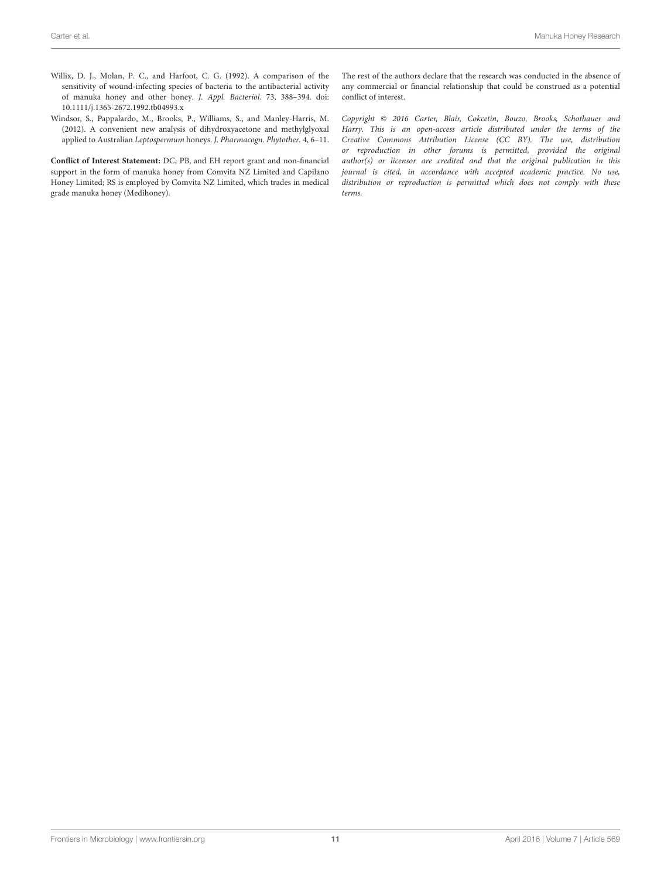Willix, D. J., Molan, P. C., and Harfoot, C. G. (1992). A comparison of the sensitivity of wound-infecting species of bacteria to the antibacterial activity of manuka honey and other honey. *J. Appl. Bacteriol.* 73, 388–394. doi: 10.1111/j.1365-2672.1992.tb04993.x

Windsor, S., Pappalardo, M., Brooks, P., Williams, S., and Manley-Harris, M. (2012). A convenient new analysis of dihydroxyacetone and methylglyoxal applied to Australian *Leptospermum* honeys. *J. Pharmacogn. Phytother.* 4, 6–11.

**Conflict of Interest Statement:** DC, PB, and EH report grant and non-financial support in the form of manuka honey from Comvita NZ Limited and Capilano Honey Limited; RS is employed by Comvita NZ Limited, which trades in medical grade manuka honey (Medihoney).

The rest of the authors declare that the research was conducted in the absence of any commercial or financial relationship that could be construed as a potential conflict of interest.

*Copyright © 2016 Carter, Blair, Cokcetin, Bouzo, Brooks, Schothauer and Harry. This is an open-access article distributed under the terms of the Creative Commons Attribution License (CC BY). The use, distribution or reproduction in other forums is permitted, provided the original author(s) or licensor are credited and that the original publication in this journal is cited, in accordance with accepted academic practice. No use, distribution or reproduction is permitted which does not comply with these terms.*